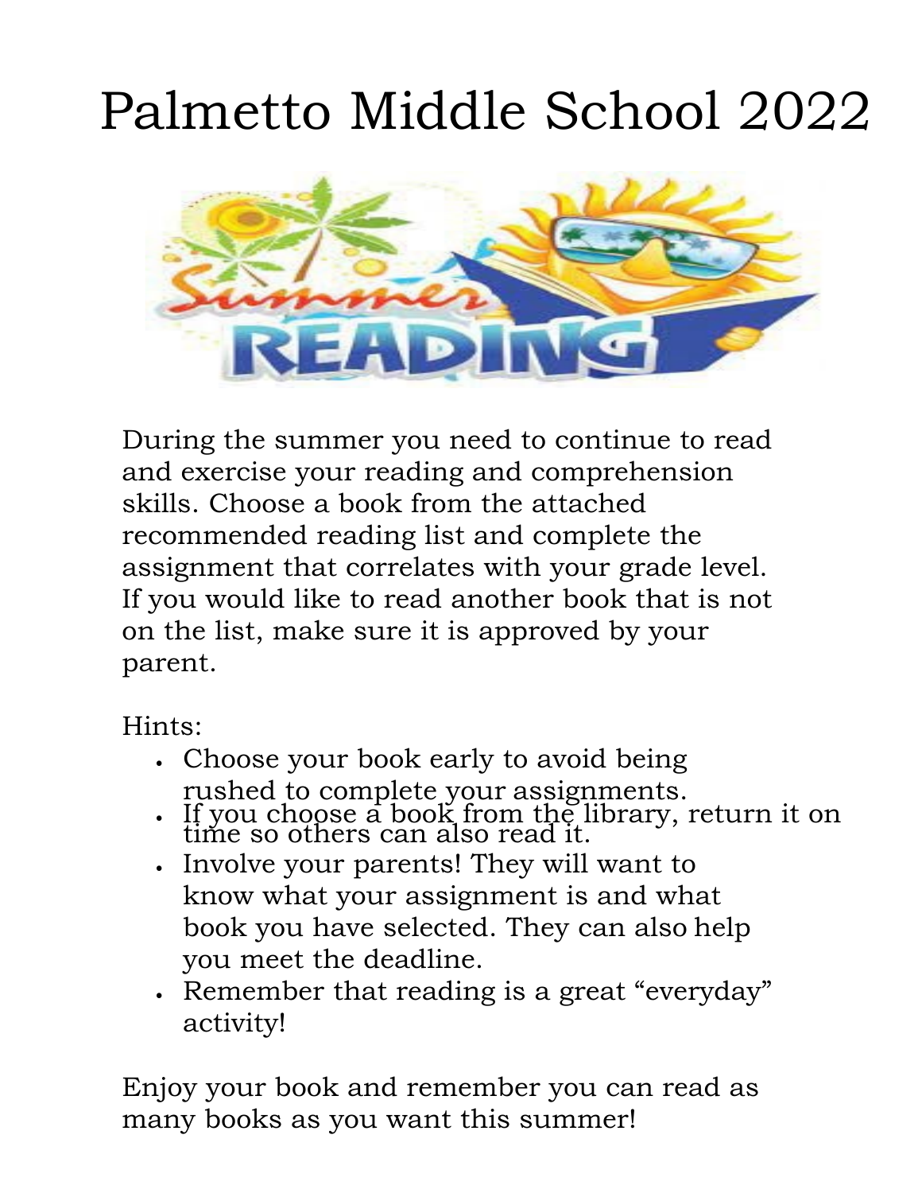# Palmetto Middle School 2022

During the summer you need to continue to read and exercise your reading and comprehension skills. Choose a book from the attached recommended reading list and complete the assignment that correlates with your grade level. If you would like to read another book that is not on the list, make sure it is approved by your parent.

Hints:

- Choose your book early to avoid being rushed to complete your assignments.
- If you choose a book from the library, return it on time so others can also read it.
- Involve your parents! They will want to know what your assignment is and what book you have selected. They can also help you meet the deadline.
- Remember that reading is a great "everyday" activity!

Enjoy your book and remember you can read as many books as you want this summer!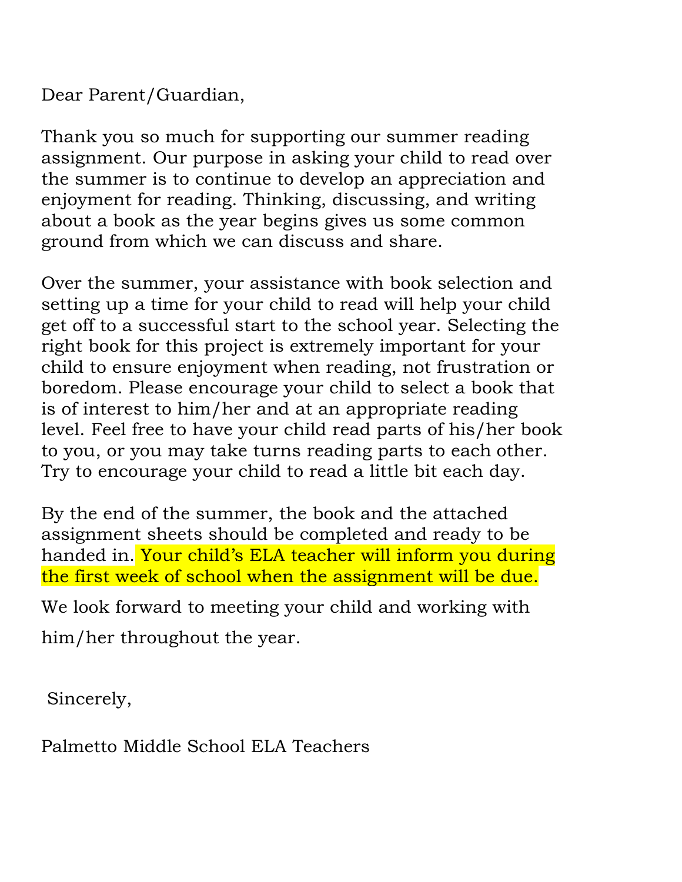Dear Parent/Guardian,

Thank you so much for supporting our summer reading assignment. Our purpose in asking your child to read over the summer is to continue to develop an appreciation and enjoyment for reading. Thinking, discussing, and writing about a book as the year begins gives us some common ground from which we can discuss and share.

Over the summer, your assistance with book selection and setting up a time for your child to read will help your child get off to a successful start to the school year. Selecting the right book for this project is extremely important for your child to ensure enjoyment when reading, not frustration or boredom. Please encourage your child to select a book that is of interest to him/her and at an appropriate reading level. Feel free to have your child read parts of his/her book to you, or you may take turns reading parts to each other. Try to encourage your child to read a little bit each day.

By the end of the summer, the book and the attached assignment sheets should be completed and ready to be handed in. Your child's ELA teacher will inform you during the first week of school when the assignment will be due.

We look forward to meeting your child and working with him/her throughout the year.

Sincerely,

Palmetto Middle School ELA Teachers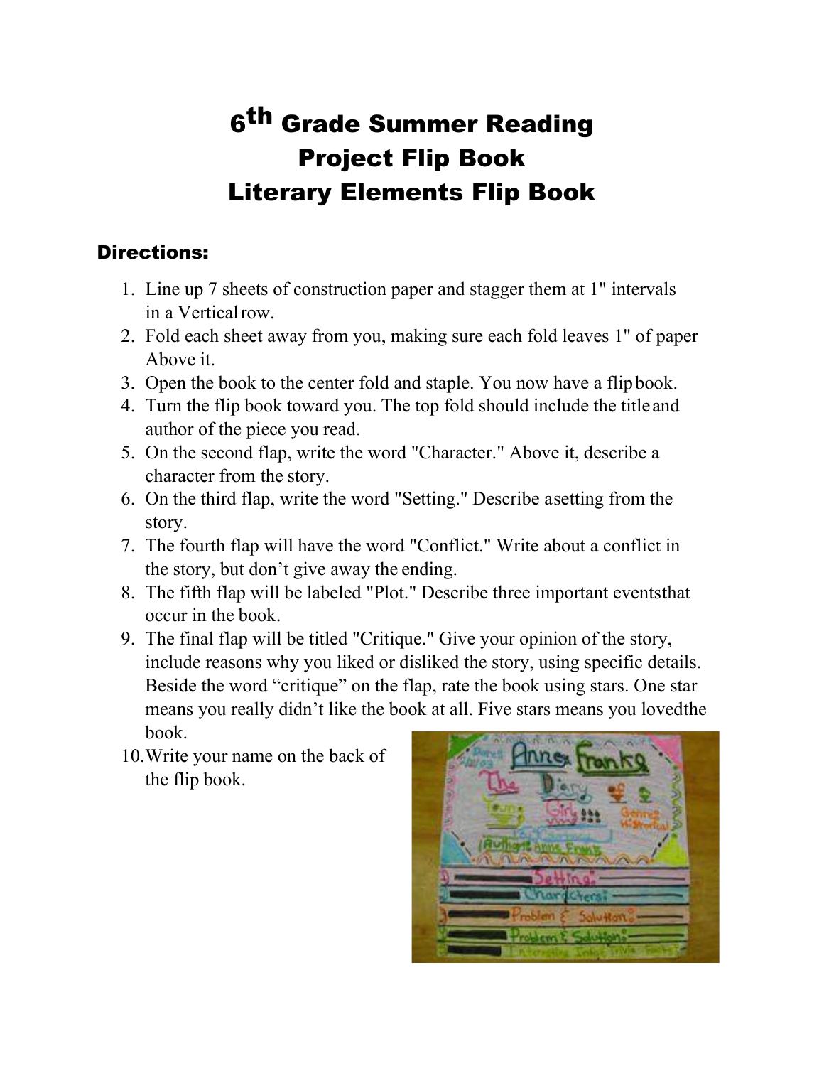# 6th Grade Summer Reading Project Flip Book Literary Elements Flip Book

## Directions:

1. Line up 7 sheets of construction paper and stagger them at 1" intervals in a Vertical row.
2. Fold each sheet away from you, making sure each fold leaves 1" of paper Above it.
3. Open the book to the center fold and staple. You now have a flip book.
4. Turn the flip book toward you. The top fold should include the title and author of the piece you read.
5. On the second flap, write the word "Character." Above it, describe a character from the story.
6. On the third flap, write the word "Setting." Describe a setting from the story.
7. The fourth flap will have the word "Conflict." Write about a conflict in the story, but don't give away the ending.
8. The fifth flap will be labeled "Plot." Describe three important events that occur in the book.
9. The final flap will be titled "Critique." Give your opinion of the story, include reasons why you liked or disliked the story, using specific details. Beside the word "critique" on the flap, rate the book using stars. One star means you really didn't like the book at all. Five stars means you loved the book.
10. Write your name on the back of the flip book.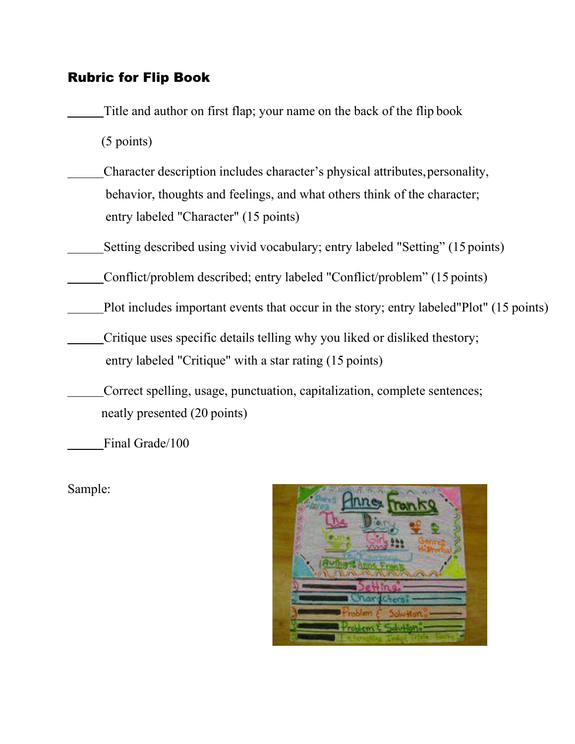## Rubric for Flip Book

\_\_\_\_\_\_Title and author on first flap; your name on the back of the flip book (5 points)

\_\_\_\_\_\_Character description includes character's physical attributes, personality, behavior, thoughts and feelings, and what others think of the character; entry labeled "Character" (15 points)

\_\_\_\_\_\_Setting described using vivid vocabulary; entry labeled "Setting" (15 points)

\_\_\_\_\_\_Conflict/problem described; entry labeled "Conflict/problem" (15 points)

\_\_\_\_\_\_Plot includes important events that occur in the story; entry labeled "Plot" (15 points)

\_\_\_\_\_\_Critique uses specific details telling why you liked or disliked the story; entry labeled "Critique" with a star rating (15 points)

\_\_\_\_\_\_Correct spelling, usage, punctuation, capitalization, complete sentences; neatly presented (20 points)

\_\_\_\_\_\_Final Grade/100

Sample: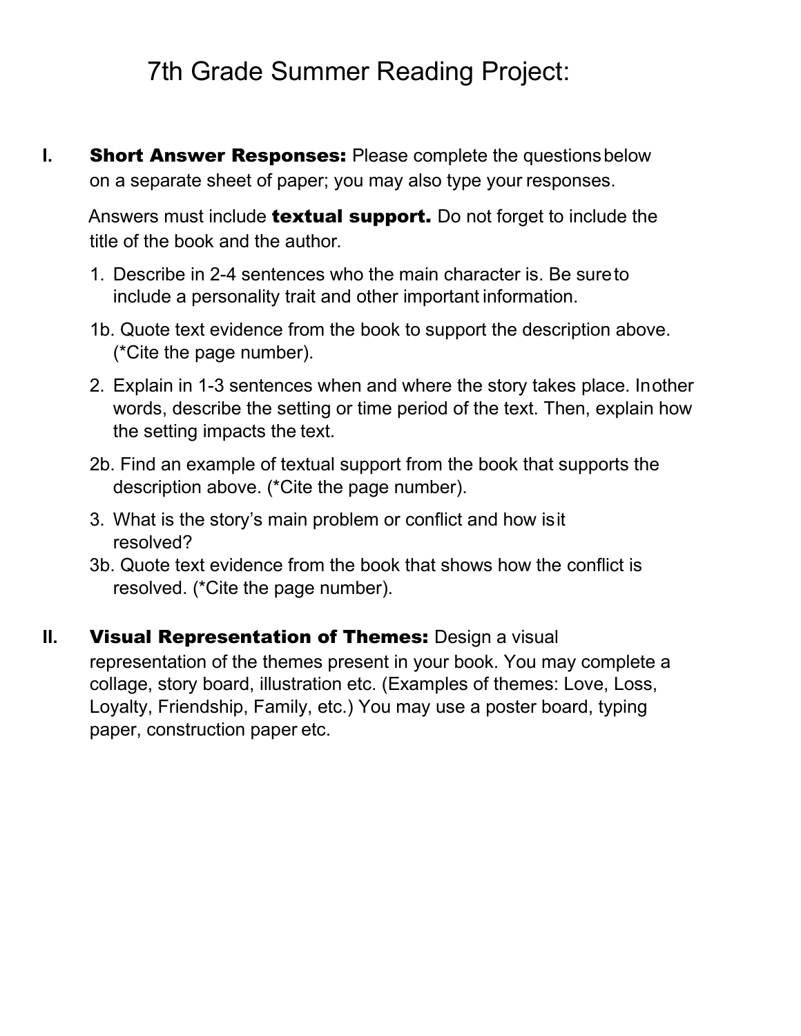# 7th Grade Summer Reading Project:

I. **Short Answer Responses:** Please complete the questions below on a separate sheet of paper; you may also type your responses.

Answers must include **textual support.** Do not forget to include the title of the book and the author.

1. Describe in 2-4 sentences who the main character is. Be sure to include a personality trait and other important information.

1b. Quote text evidence from the book to support the description above. (*Cite the page number).

2. Explain in 1-3 sentences when and where the story takes place. In other words, describe the setting or time period of the text. Then, explain how the setting impacts the text.

2b. Find an example of textual support from the book that supports the description above. (*Cite the page number).

3. What is the story's main problem or conflict and how is it resolved?

3b. Quote text evidence from the book that shows how the conflict is resolved. (*Cite the page number).

II. **Visual Representation of Themes:** Design a visual representation of the themes present in your book. You may complete a collage, story board, illustration etc. (Examples of themes: Love, Loss, Loyalty, Friendship, Family, etc.) You may use a poster board, typing paper, construction paper etc.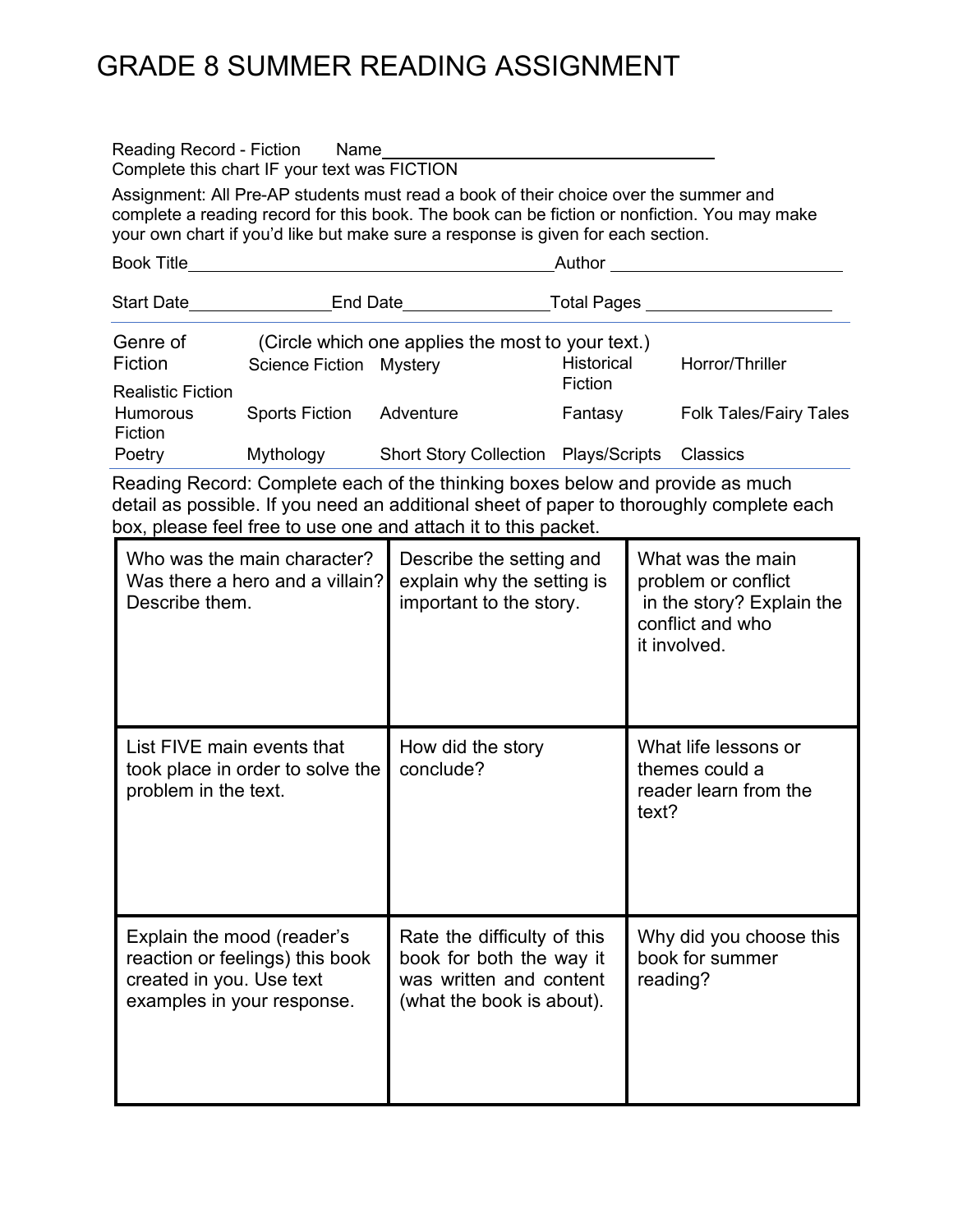# GRADE 8 SUMMER READING ASSIGNMENT

Reading Record - Fiction  Name____________________________________

Complete this chart IF your text was FICTION

Assignment: All Pre-AP students must read a book of their choice over the summer and complete a reading record for this book. The book can be fiction or nonfiction. You may make your own chart if you'd like but make sure a response is given for each section.

Book Title______________________________________Author________________________

Start Date_______________End Date_______________Total Pages ___________________

Genre of Fiction (Circle which one applies the most to your text.)

| | | | | |
|---|---|---|---|---|
| Realistic Fiction | Science Fiction | Mystery | Historical Fiction | Horror/Thriller |
| Humorous Fiction | Sports Fiction | Adventure | Fantasy | Folk Tales/Fairy Tales |
| Poetry | Mythology | Short Story Collection | Plays/Scripts | Classics |

Reading Record: Complete each of the thinking boxes below and provide as much detail as possible. If you need an additional sheet of paper to thoroughly complete each box, please feel free to use one and attach it to this packet.

| | | |
|---|---|---|
| Who was the main character? Was there a hero and a villain? Describe them. | Describe the setting and explain why the setting is important to the story. | What was the main problem or conflict in the story? Explain the conflict and who it involved. |
| List FIVE main events that took place in order to solve the problem in the text. | How did the story conclude? | What life lessons or themes could a reader learn from the text? |
| Explain the mood (reader's reaction or feelings) this book created in you. Use text examples in your response. | Rate the difficulty of this book for both the way it was written and content (what the book is about). | Why did you choose this book for summer reading? |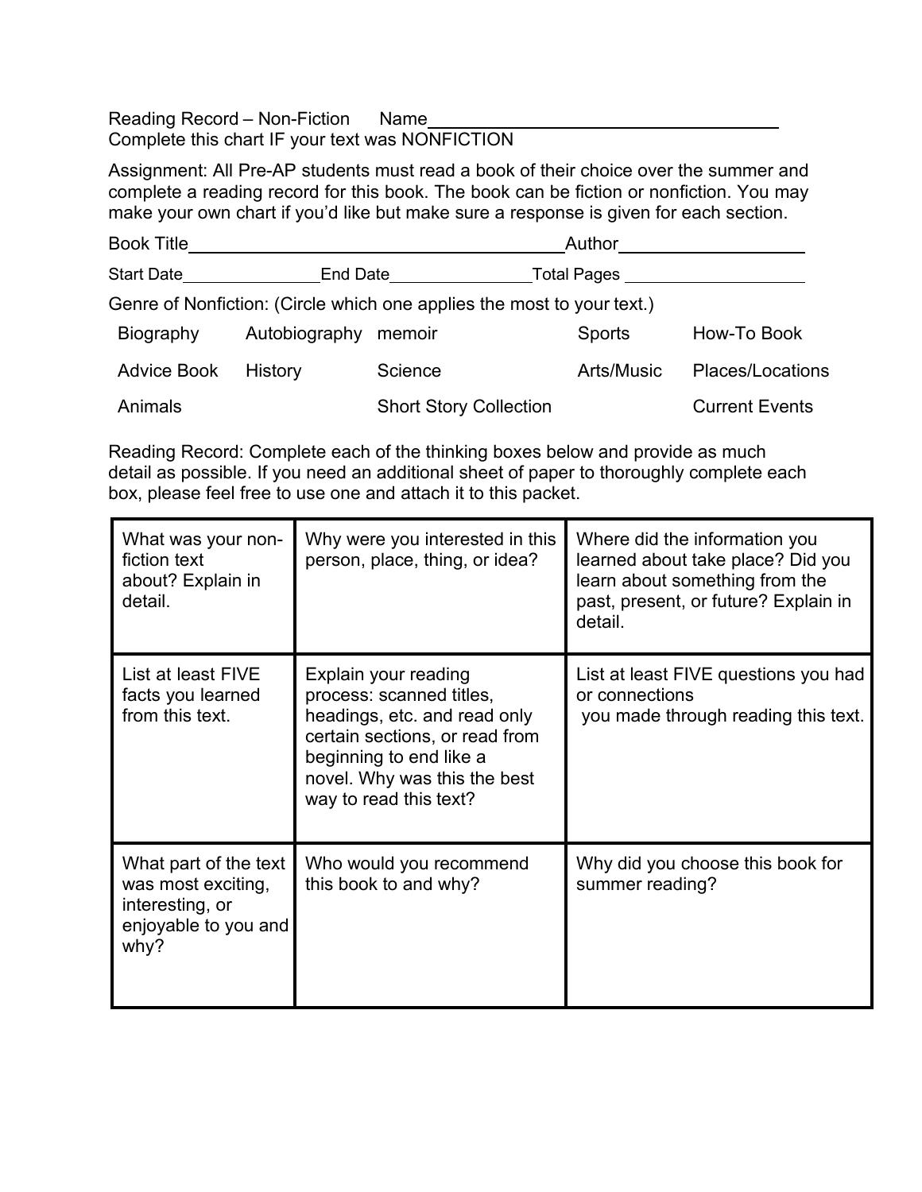Reading Record – Non-Fiction Name\_\_\_\_\_\_\_\_\_\_\_\_\_\_\_\_\_\_\_\_\_\_\_\_\_\_\_\_\_\_\_\_\_\_\_\_

Complete this chart IF your text was NONFICTION

Assignment: All Pre-AP students must read a book of their choice over the summer and complete a reading record for this book. The book can be fiction or nonfiction. You may make your own chart if you'd like but make sure a response is given for each section.

Book Title\_\_\_\_\_\_\_\_\_\_\_\_\_\_\_\_\_\_\_\_\_\_\_\_\_\_\_\_\_\_\_\_\_\_\_\_\_\_\_\_Author\_\_\_\_\_\_\_\_\_\_\_\_\_\_\_\_\_\_\_\_

Start Date\_\_\_\_\_\_\_\_\_\_\_\_\_\_\_End Date\_\_\_\_\_\_\_\_\_\_\_\_\_\_\_\_Total Pages \_\_\_\_\_\_\_\_\_\_\_\_\_\_\_\_\_\_\_\_

Genre of Nonfiction: (Circle which one applies the most to your text.)

| | | | | |
|---|---|---|---|---|
| Biography | Autobiography | memoir | Sports | How-To Book |
| Advice Book | History | Science | Arts/Music | Places/Locations |
| Animals | | Short Story Collection | | Current Events |

Reading Record: Complete each of the thinking boxes below and provide as much detail as possible. If you need an additional sheet of paper to thoroughly complete each box, please feel free to use one and attach it to this packet.

| | | |
|---|---|---|
| What was your non-fiction text about? Explain in detail. | Why were you interested in this person, place, thing, or idea? | Where did the information you learned about take place? Did you learn about something from the past, present, or future? Explain in detail. |
| List at least FIVE facts you learned from this text. | Explain your reading process: scanned titles, headings, etc. and read only certain sections, or read from beginning to end like a novel. Why was this the best way to read this text? | List at least FIVE questions you had or connections you made through reading this text. |
| What part of the text was most exciting, interesting, or enjoyable to you and why? | Who would you recommend this book to and why? | Why did you choose this book for summer reading? |